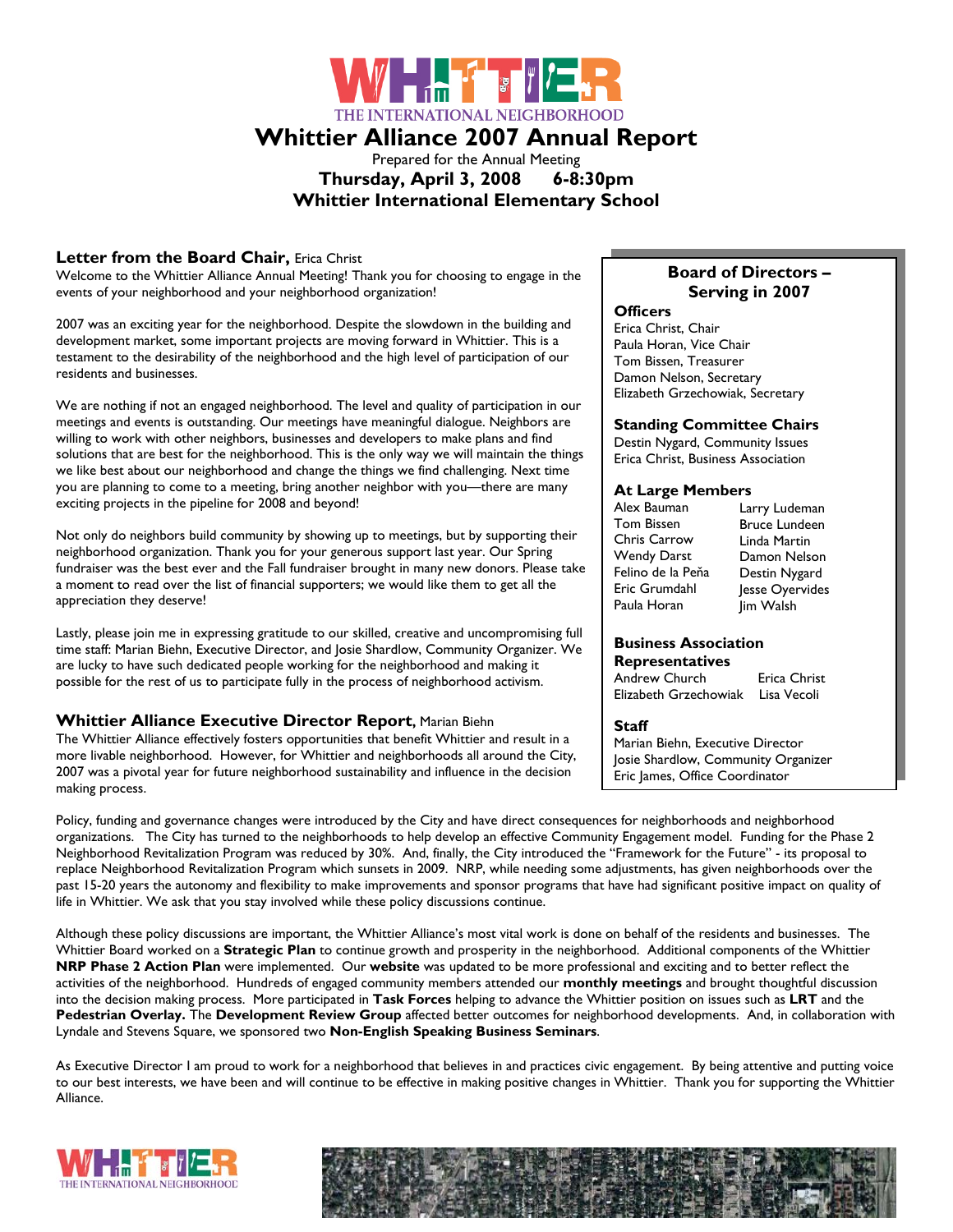WHITTIER
THE INTERNATIONAL NEIGHBORHOOD

# Whittier Alliance 2007 Annual Report

Prepared for the Annual Meeting

**Thursday, April 3, 2008 6-8:30pm**

**Whittier International Elementary School**

## Letter from the Board Chair, Erica Christ

Welcome to the Whittier Alliance Annual Meeting! Thank you for choosing to engage in the events of your neighborhood and your neighborhood organization!

2007 was an exciting year for the neighborhood. Despite the slowdown in the building and development market, some important projects are moving forward in Whittier. This is a testament to the desirability of the neighborhood and the high level of participation of our residents and businesses.

We are nothing if not an engaged neighborhood. The level and quality of participation in our meetings and events is outstanding. Our meetings have meaningful dialogue. Neighbors are willing to work with other neighbors, businesses and developers to make plans and find solutions that are best for the neighborhood. This is the only way we will maintain the things we like best about our neighborhood and change the things we find challenging. Next time you are planning to come to a meeting, bring another neighbor with you—there are many exciting projects in the pipeline for 2008 and beyond!

Not only do neighbors build community by showing up to meetings, but by supporting their neighborhood organization. Thank you for your generous support last year. Our Spring fundraiser was the best ever and the Fall fundraiser brought in many new donors. Please take a moment to read over the list of financial supporters; we would like them to get all the appreciation they deserve!

Lastly, please join me in expressing gratitude to our skilled, creative and uncompromising full time staff: Marian Biehn, Executive Director, and Josie Shardlow, Community Organizer. We are lucky to have such dedicated people working for the neighborhood and making it possible for the rest of us to participate fully in the process of neighborhood activism.

## Whittier Alliance Executive Director Report, Marian Biehn

The Whittier Alliance effectively fosters opportunities that benefit Whittier and result in a more livable neighborhood. However, for Whittier and neighborhoods all around the City, 2007 was a pivotal year for future neighborhood sustainability and influence in the decision making process.

Policy, funding and governance changes were introduced by the City and have direct consequences for neighborhoods and neighborhood organizations. The City has turned to the neighborhoods to help develop an effective Community Engagement model. Funding for the Phase 2 Neighborhood Revitalization Program was reduced by 30%. And, finally, the City introduced the "Framework for the Future" - its proposal to replace Neighborhood Revitalization Program which sunsets in 2009. NRP, while needing some adjustments, has given neighborhoods over the past 15-20 years the autonomy and flexibility to make improvements and sponsor programs that have had significant positive impact on quality of life in Whittier. We ask that you stay involved while these policy discussions continue.

Although these policy discussions are important, the Whittier Alliance's most vital work is done on behalf of the residents and businesses. The Whittier Board worked on a **Strategic Plan** to continue growth and prosperity in the neighborhood. Additional components of the Whittier **NRP Phase 2 Action Plan** were implemented. Our **website** was updated to be more professional and exciting and to better reflect the activities of the neighborhood. Hundreds of engaged community members attended our **monthly meetings** and brought thoughtful discussion into the decision making process. More participated in **Task Forces** helping to advance the Whittier position on issues such as **LRT** and the **Pedestrian Overlay.** The **Development Review Group** affected better outcomes for neighborhood developments. And, in collaboration with Lyndale and Stevens Square, we sponsored two **Non-English Speaking Business Seminars**.

As Executive Director I am proud to work for a neighborhood that believes in and practices civic engagement. By being attentive and putting voice to our best interests, we have been and will continue to be effective in making positive changes in Whittier. Thank you for supporting the Whittier Alliance.

### Board of Directors – Serving in 2007

**Officers**

Erica Christ, Chair
Paula Horan, Vice Chair
Tom Bissen, Treasurer
Damon Nelson, Secretary
Elizabeth Grzechowiak, Secretary

**Standing Committee Chairs**

Destin Nygard, Community Issues
Erica Christ, Business Association

**At Large Members**

| | |
|---|---|
| Alex Bauman | Larry Ludeman |
| Tom Bissen | Bruce Lundeen |
| Chris Carrow | Linda Martin |
| Wendy Darst | Damon Nelson |
| Felino de la Peña | Destin Nygard |
| Eric Grumdahl | Jesse Oyervides |
| Paula Horan | Jim Walsh |

**Business Association Representatives**

| | |
|---|---|
| Andrew Church | Erica Christ |
| Elizabeth Grzechowiak | Lisa Vecoli |

**Staff**

Marian Biehn, Executive Director
Josie Shardlow, Community Organizer
Eric James, Office Coordinator

WHITTIER
THE INTERNATIONAL NEIGHBORHOOD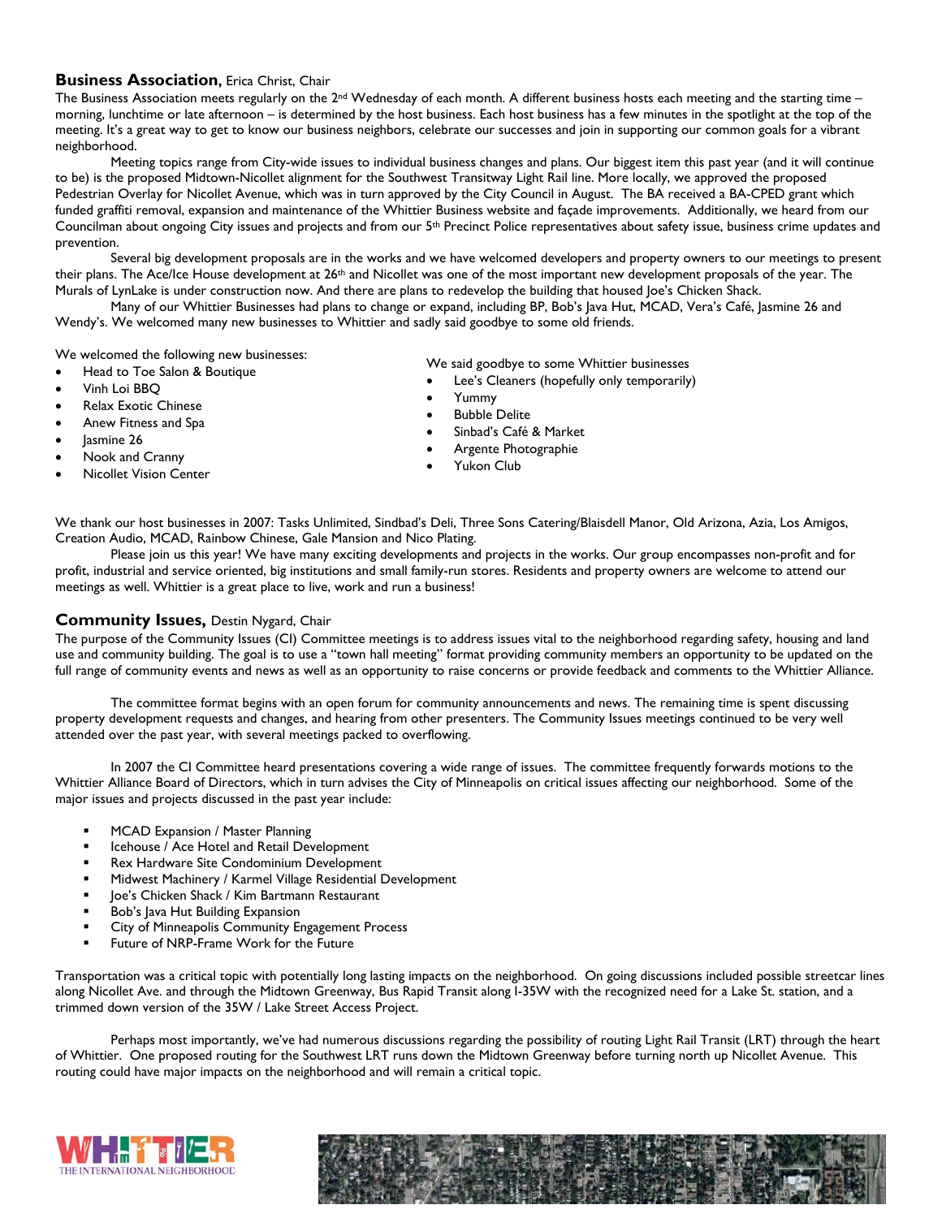## **Business Association,** Erica Christ, Chair

The Business Association meets regularly on the 2nd Wednesday of each month. A different business hosts each meeting and the starting time – morning, lunchtime or late afternoon – is determined by the host business. Each host business has a few minutes in the spotlight at the top of the meeting. It's a great way to get to know our business neighbors, celebrate our successes and join in supporting our common goals for a vibrant neighborhood.

Meeting topics range from City-wide issues to individual business changes and plans. Our biggest item this past year (and it will continue to be) is the proposed Midtown-Nicollet alignment for the Southwest Transitway Light Rail line. More locally, we approved the proposed Pedestrian Overlay for Nicollet Avenue, which was in turn approved by the City Council in August. The BA received a BA-CPED grant which funded graffiti removal, expansion and maintenance of the Whittier Business website and façade improvements. Additionally, we heard from our Councilman about ongoing City issues and projects and from our 5th Precinct Police representatives about safety issue, business crime updates and prevention.

Several big development proposals are in the works and we have welcomed developers and property owners to our meetings to present their plans. The Ace/Ice House development at 26th and Nicollet was one of the most important new development proposals of the year. The Murals of LynLake is under construction now. And there are plans to redevelop the building that housed Joe's Chicken Shack.

Many of our Whittier Businesses had plans to change or expand, including BP, Bob's Java Hut, MCAD, Vera's Café, Jasmine 26 and Wendy's. We welcomed many new businesses to Whittier and sadly said goodbye to some old friends.

We welcomed the following new businesses:

- Head to Toe Salon & Boutique
- Vinh Loi BBQ
- Relax Exotic Chinese
- Anew Fitness and Spa
- Jasmine 26
- Nook and Cranny
- Nicollet Vision Center

We said goodbye to some Whittier businesses

- Lee's Cleaners (hopefully only temporarily)
- Yummy
- Bubble Delite
- Sinbad's Café & Market
- Argente Photographie
- Yukon Club

We thank our host businesses in 2007: Tasks Unlimited, Sindbad's Deli, Three Sons Catering/Blaisdell Manor, Old Arizona, Azia, Los Amigos, Creation Audio, MCAD, Rainbow Chinese, Gale Mansion and Nico Plating.

Please join us this year! We have many exciting developments and projects in the works. Our group encompasses non-profit and for profit, industrial and service oriented, big institutions and small family-run stores. Residents and property owners are welcome to attend our meetings as well. Whittier is a great place to live, work and run a business!

## **Community Issues,** Destin Nygard, Chair

The purpose of the Community Issues (CI) Committee meetings is to address issues vital to the neighborhood regarding safety, housing and land use and community building. The goal is to use a "town hall meeting" format providing community members an opportunity to be updated on the full range of community events and news as well as an opportunity to raise concerns or provide feedback and comments to the Whittier Alliance.

The committee format begins with an open forum for community announcements and news. The remaining time is spent discussing property development requests and changes, and hearing from other presenters. The Community Issues meetings continued to be very well attended over the past year, with several meetings packed to overflowing.

In 2007 the CI Committee heard presentations covering a wide range of issues. The committee frequently forwards motions to the Whittier Alliance Board of Directors, which in turn advises the City of Minneapolis on critical issues affecting our neighborhood. Some of the major issues and projects discussed in the past year include:

- MCAD Expansion / Master Planning
- Icehouse / Ace Hotel and Retail Development
- Rex Hardware Site Condominium Development
- Midwest Machinery / Karmel Village Residential Development
- Joe's Chicken Shack / Kim Bartmann Restaurant
- Bob's Java Hut Building Expansion
- City of Minneapolis Community Engagement Process
- Future of NRP-Frame Work for the Future

Transportation was a critical topic with potentially long lasting impacts on the neighborhood. On going discussions included possible streetcar lines along Nicollet Ave. and through the Midtown Greenway, Bus Rapid Transit along I-35W with the recognized need for a Lake St. station, and a trimmed down version of the 35W / Lake Street Access Project.

Perhaps most importantly, we've had numerous discussions regarding the possibility of routing Light Rail Transit (LRT) through the heart of Whittier. One proposed routing for the Southwest LRT runs down the Midtown Greenway before turning north up Nicollet Avenue. This routing could have major impacts on the neighborhood and will remain a critical topic.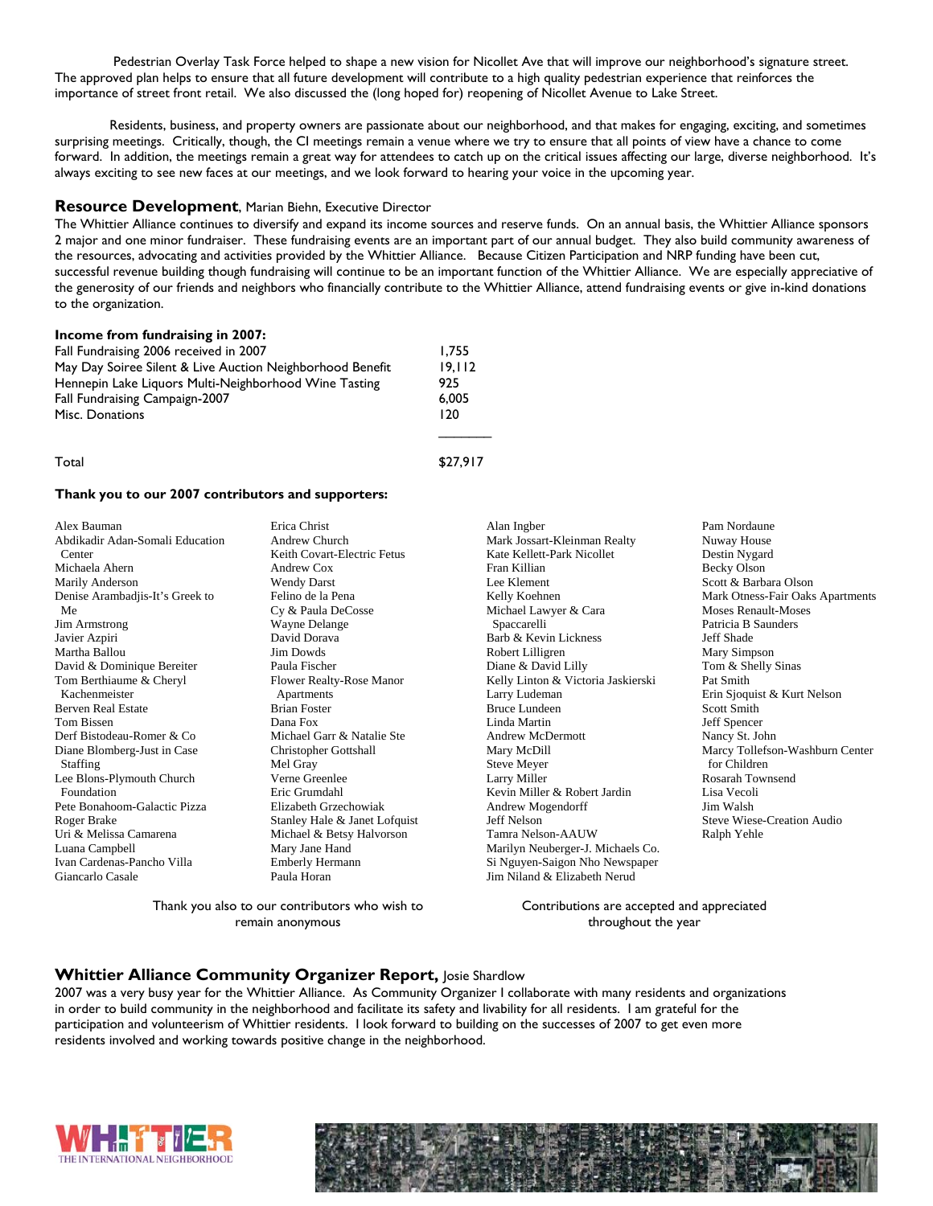Pedestrian Overlay Task Force helped to shape a new vision for Nicollet Ave that will improve our neighborhood's signature street. The approved plan helps to ensure that all future development will contribute to a high quality pedestrian experience that reinforces the importance of street front retail. We also discussed the (long hoped for) reopening of Nicollet Avenue to Lake Street.

Residents, business, and property owners are passionate about our neighborhood, and that makes for engaging, exciting, and sometimes surprising meetings. Critically, though, the CI meetings remain a venue where we try to ensure that all points of view have a chance to come forward. In addition, the meetings remain a great way for attendees to catch up on the critical issues affecting our large, diverse neighborhood. It's always exciting to see new faces at our meetings, and we look forward to hearing your voice in the upcoming year.

## Resource Development, Marian Biehn, Executive Director

The Whittier Alliance continues to diversify and expand its income sources and reserve funds. On an annual basis, the Whittier Alliance sponsors 2 major and one minor fundraiser. These fundraising events are an important part of our annual budget. They also build community awareness of the resources, advocating and activities provided by the Whittier Alliance. Because Citizen Participation and NRP funding have been cut, successful revenue building though fundraising will continue to be an important function of the Whittier Alliance. We are especially appreciative of the generosity of our friends and neighbors who financially contribute to the Whittier Alliance, attend fundraising events or give in-kind donations to the organization.

**Income from fundraising in 2007:**

| | |
|---|---|
| Fall Fundraising 2006 received in 2007 | 1,755 |
| May Day Soiree Silent & Live Auction Neighborhood Benefit | 19,112 |
| Hennepin Lake Liquors Multi-Neighborhood Wine Tasting | 925 |
| Fall Fundraising Campaign-2007 | 6,005 |
| Misc. Donations | 120 |
| Total | $27,917 |

**Thank you to our 2007 contributors and supporters:**

Alex Bauman
Abdikadir Adan-Somali Education Center
Michaela Ahern
Marily Anderson
Denise Arambadjis-It's Greek to Me
Jim Armstrong
Javier Azpiri
Martha Ballou
David & Dominique Bereiter
Tom Berthiaume & Cheryl Kachenmeister
Berven Real Estate
Tom Bissen
Derf Bistodeau-Romer & Co
Diane Blomberg-Just in Case Staffing
Lee Blons-Plymouth Church Foundation
Pete Bonahoom-Galactic Pizza
Roger Brake
Uri & Melissa Camarena
Luana Campbell
Ivan Cardenas-Pancho Villa
Giancarlo Casale
Erica Christ
Andrew Church
Keith Covart-Electric Fetus
Andrew Cox
Wendy Darst
Felino de la Pena
Cy & Paula DeCosse
Wayne Delange
David Dorava
Jim Dowds
Paula Fischer
Flower Realty-Rose Manor Apartments
Brian Foster
Dana Fox
Michael Garr & Natalie Ste
Christopher Gottshall
Mel Gray
Verne Greenlee
Eric Grumdahl
Elizabeth Grzechowiak
Stanley Hale & Janet Lofquist
Michael & Betsy Halvorson
Mary Jane Hand
Emberly Hermann
Paula Horan
Alan Ingber
Mark Jossart-Kleinman Realty
Kate Kellett-Park Nicollet
Fran Killian
Lee Klement
Kelly Koehnen
Michael Lawyer & Cara Spaccarelli
Barb & Kevin Lickness
Robert Lilligren
Diane & David Lilly
Kelly Linton & Victoria Jaskierski
Larry Ludeman
Bruce Lundeen
Linda Martin
Andrew McDermott
Mary McDill
Steve Meyer
Larry Miller
Kevin Miller & Robert Jardin
Andrew Mogendorff
Jeff Nelson
Tamra Nelson-AAUW
Marilyn Neuberger-J. Michaels Co.
Si Nguyen-Saigon Nho Newspaper
Jim Niland & Elizabeth Nerud
Pam Nordaune
Nuway House
Destin Nygard
Becky Olson
Scott & Barbara Olson
Mark Otness-Fair Oaks Apartments
Moses Renault-Moses
Patricia B Saunders
Jeff Shade
Mary Simpson
Tom & Shelly Sinas
Pat Smith
Erin Sjoquist & Kurt Nelson
Scott Smith
Jeff Spencer
Nancy St. John
Marcy Tollefson-Washburn Center for Children
Rosarah Townsend
Lisa Vecoli
Jim Walsh
Steve Wiese-Creation Audio
Ralph Yehle

Thank you also to our contributors who wish to remain anonymous

Contributions are accepted and appreciated throughout the year

## Whittier Alliance Community Organizer Report, Josie Shardlow

2007 was a very busy year for the Whittier Alliance. As Community Organizer I collaborate with many residents and organizations in order to build community in the neighborhood and facilitate its safety and livability for all residents. I am grateful for the participation and volunteerism of Whittier residents. I look forward to building on the successes of 2007 to get even more residents involved and working towards positive change in the neighborhood.

WHITTIER
THE INTERNATIONAL NEIGHBORHOOD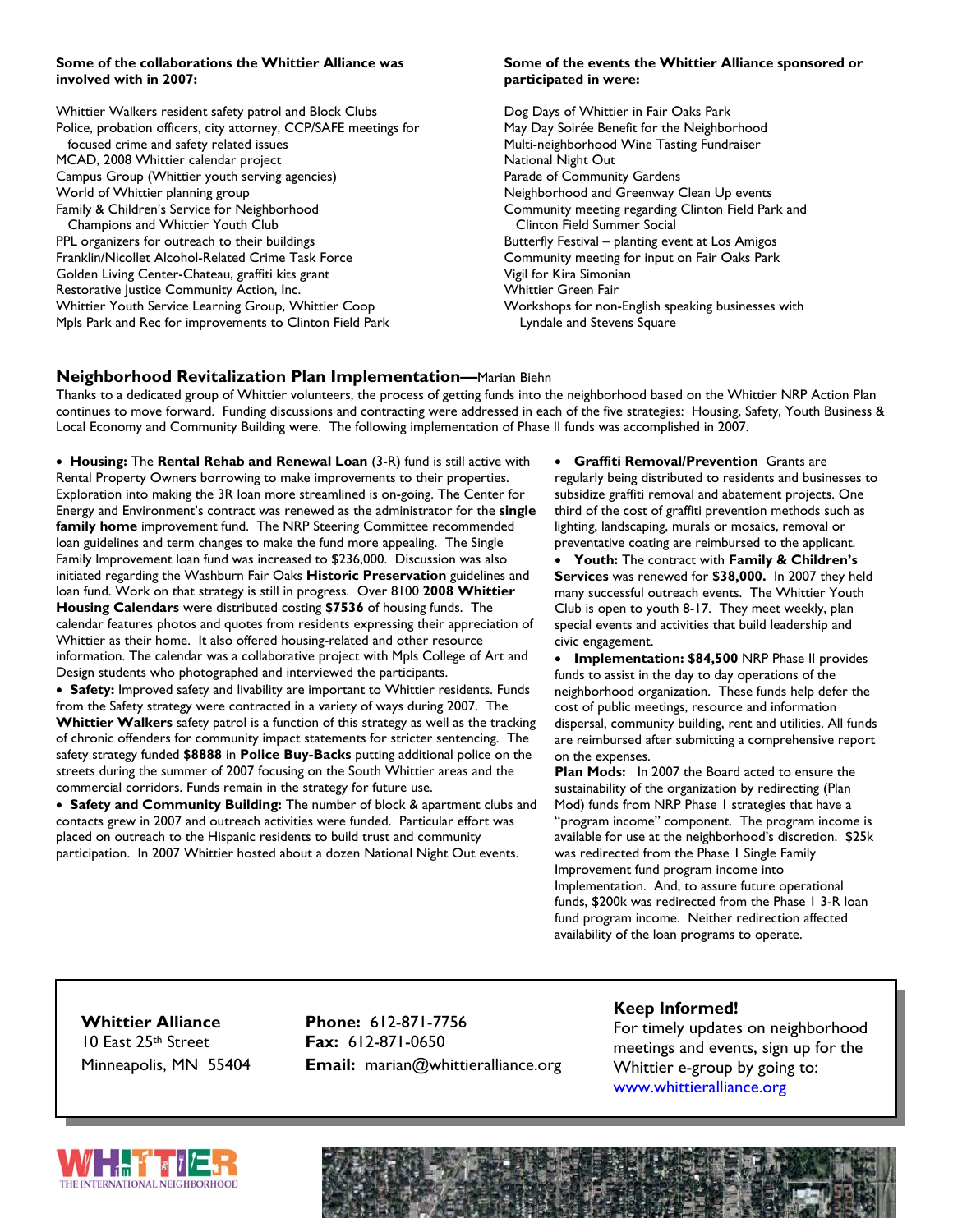**Some of the collaborations the Whittier Alliance was involved with in 2007:**

Whittier Walkers resident safety patrol and Block Clubs
Police, probation officers, city attorney, CCP/SAFE meetings for focused crime and safety related issues
MCAD, 2008 Whittier calendar project
Campus Group (Whittier youth serving agencies)
World of Whittier planning group
Family & Children's Service for Neighborhood Champions and Whittier Youth Club
PPL organizers for outreach to their buildings
Franklin/Nicollet Alcohol-Related Crime Task Force
Golden Living Center-Chateau, graffiti kits grant
Restorative Justice Community Action, Inc.
Whittier Youth Service Learning Group, Whittier Coop
Mpls Park and Rec for improvements to Clinton Field Park

**Some of the events the Whittier Alliance sponsored or participated in were:**

Dog Days of Whittier in Fair Oaks Park
May Day Soirée Benefit for the Neighborhood
Multi-neighborhood Wine Tasting Fundraiser
National Night Out
Parade of Community Gardens
Neighborhood and Greenway Clean Up events
Community meeting regarding Clinton Field Park and Clinton Field Summer Social
Butterfly Festival – planting event at Los Amigos
Community meeting for input on Fair Oaks Park
Vigil for Kira Simonian
Whittier Green Fair
Workshops for non-English speaking businesses with Lyndale and Stevens Square

## Neighborhood Revitalization Plan Implementation—Marian Biehn

Thanks to a dedicated group of Whittier volunteers, the process of getting funds into the neighborhood based on the Whittier NRP Action Plan continues to move forward. Funding discussions and contracting were addressed in each of the five strategies: Housing, Safety, Youth Business & Local Economy and Community Building were. The following implementation of Phase II funds was accomplished in 2007.

- **Housing:** The **Rental Rehab and Renewal Loan** (3-R) fund is still active with Rental Property Owners borrowing to make improvements to their properties. Exploration into making the 3R loan more streamlined is on-going. The Center for Energy and Environment's contract was renewed as the administrator for the **single family home** improvement fund. The NRP Steering Committee recommended loan guidelines and term changes to make the fund more appealing. The Single Family Improvement loan fund was increased to $236,000. Discussion was also initiated regarding the Washburn Fair Oaks **Historic Preservation** guidelines and loan fund. Work on that strategy is still in progress. Over 8100 **2008 Whittier Housing Calendars** were distributed costing **$7536** of housing funds. The calendar features photos and quotes from residents expressing their appreciation of Whittier as their home. It also offered housing-related and other resource information. The calendar was a collaborative project with Mpls College of Art and Design students who photographed and interviewed the participants.
- **Safety:** Improved safety and livability are important to Whittier residents. Funds from the Safety strategy were contracted in a variety of ways during 2007. The **Whittier Walkers** safety patrol is a function of this strategy as well as the tracking of chronic offenders for community impact statements for stricter sentencing. The safety strategy funded **$8888** in **Police Buy-Backs** putting additional police on the streets during the summer of 2007 focusing on the South Whittier areas and the commercial corridors. Funds remain in the strategy for future use.
- **Safety and Community Building:** The number of block & apartment clubs and contacts grew in 2007 and outreach activities were funded. Particular effort was placed on outreach to the Hispanic residents to build trust and community participation. In 2007 Whittier hosted about a dozen National Night Out events.
- **Graffiti Removal/Prevention** Grants are regularly being distributed to residents and businesses to subsidize graffiti removal and abatement projects. One third of the cost of graffiti prevention methods such as lighting, landscaping, murals or mosaics, removal or preventative coating are reimbursed to the applicant.
- **Youth:** The contract with **Family & Children's Services** was renewed for **$38,000.** In 2007 they held many successful outreach events. The Whittier Youth Club is open to youth 8-17. They meet weekly, plan special events and activities that build leadership and civic engagement.
- **Implementation: $84,500** NRP Phase II provides funds to assist in the day to day operations of the neighborhood organization. These funds help defer the cost of public meetings, resource and information dispersal, community building, rent and utilities. All funds are reimbursed after submitting a comprehensive report on the expenses.

**Plan Mods:** In 2007 the Board acted to ensure the sustainability of the organization by redirecting (Plan Mod) funds from NRP Phase I strategies that have a "program income" component. The program income is available for use at the neighborhood's discretion. $25k was redirected from the Phase I Single Family Improvement fund program income into Implementation. And, to assure future operational funds, $200k was redirected from the Phase I 3-R loan fund program income. Neither redirection affected availability of the loan programs to operate.

**Whittier Alliance**
10 East 25th Street
Minneapolis, MN 55404

**Phone:** 612-871-7756
**Fax:** 612-871-0650
**Email:** marian@whittieralliance.org

**Keep Informed!**
For timely updates on neighborhood meetings and events, sign up for the Whittier e-group by going to: www.whittieralliance.org

WHITTIER
THE INTERNATIONAL NEIGHBORHOOD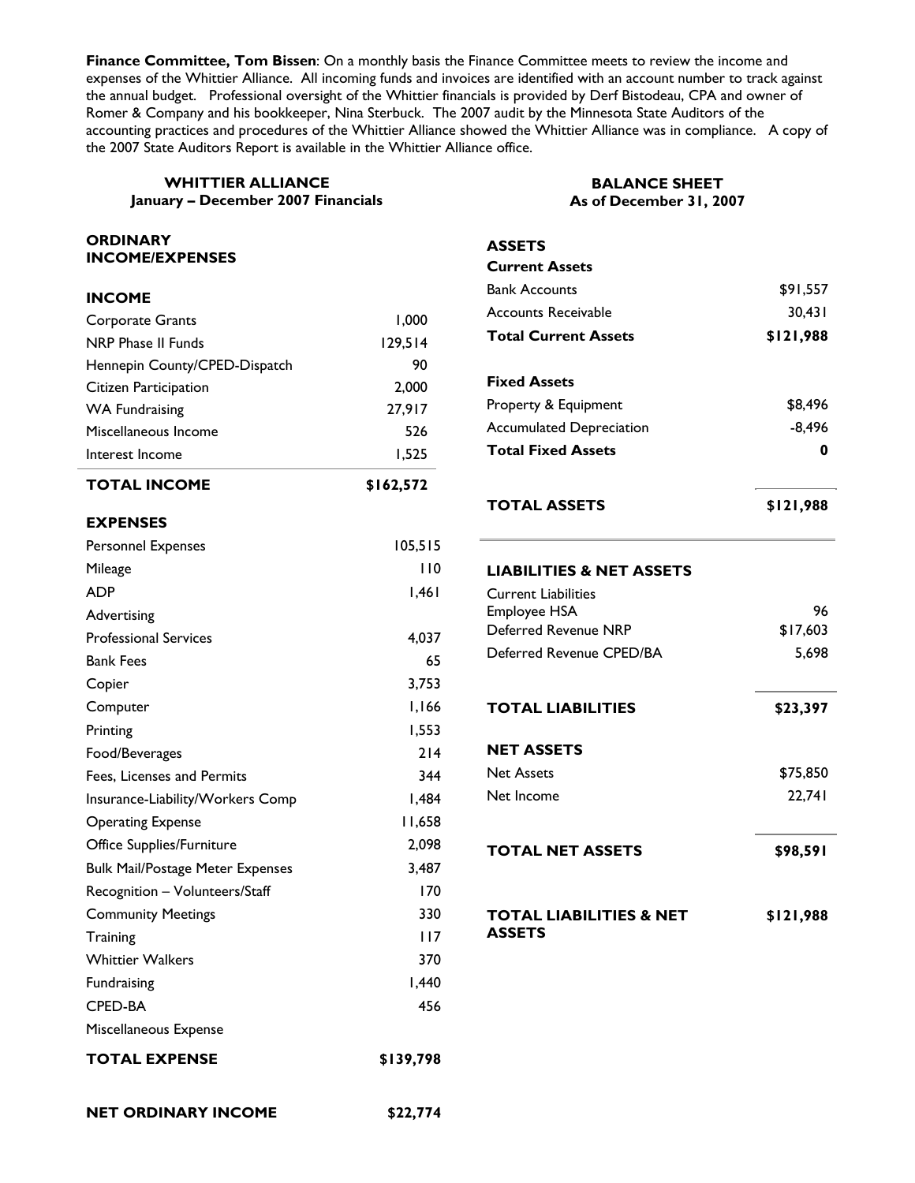**Finance Committee, Tom Bissen**: On a monthly basis the Finance Committee meets to review the income and expenses of the Whittier Alliance. All incoming funds and invoices are identified with an account number to track against the annual budget. Professional oversight of the Whittier financials is provided by Derf Bistodeau, CPA and owner of Romer & Company and his bookkeeper, Nina Sterbuck. The 2007 audit by the Minnesota State Auditors of the accounting practices and procedures of the Whittier Alliance showed the Whittier Alliance was in compliance. A copy of the 2007 State Auditors Report is available in the Whittier Alliance office.

## WHITTIER ALLIANCE
### January – December 2007 Financials

| | |
|---|---|
| **ORDINARY INCOME/EXPENSES** | |
| **INCOME** | |
| Corporate Grants | 1,000 |
| NRP Phase II Funds | 129,514 |
| Hennepin County/CPED-Dispatch | 90 |
| Citizen Participation | 2,000 |
| WA Fundraising | 27,917 |
| Miscellaneous Income | 526 |
| Interest Income | 1,525 |
| **TOTAL INCOME** | **$162,572** |
| **EXPENSES** | |
| Personnel Expenses | 105,515 |
| Mileage | 110 |
| ADP | 1,461 |
| Advertising | |
| Professional Services | 4,037 |
| Bank Fees | 65 |
| Copier | 3,753 |
| Computer | 1,166 |
| Printing | 1,553 |
| Food/Beverages | 214 |
| Fees, Licenses and Permits | 344 |
| Insurance-Liability/Workers Comp | 1,484 |
| Operating Expense | 11,658 |
| Office Supplies/Furniture | 2,098 |
| Bulk Mail/Postage Meter Expenses | 3,487 |
| Recognition – Volunteers/Staff | 170 |
| Community Meetings | 330 |
| Training | 117 |
| Whittier Walkers | 370 |
| Fundraising | 1,440 |
| CPED-BA | 456 |
| Miscellaneous Expense | |
| **TOTAL EXPENSE** | **$139,798** |
| **NET ORDINARY INCOME** | **$22,774** |

## BALANCE SHEET
### As of December 31, 2007

| | |
|---|---|
| **ASSETS** | |
| **Current Assets** | |
| Bank Accounts | $91,557 |
| Accounts Receivable | 30,431 |
| **Total Current Assets** | **$121,988** |
| **Fixed Assets** | |
| Property & Equipment | $8,496 |
| Accumulated Depreciation | -8,496 |
| **Total Fixed Assets** | **0** |
| **TOTAL ASSETS** | **$121,988** |
| **LIABILITIES & NET ASSETS** | |
| Current Liabilities | |
| Employee HSA | 96 |
| Deferred Revenue NRP | $17,603 |
| Deferred Revenue CPED/BA | 5,698 |
| **TOTAL LIABILITIES** | **$23,397** |
| **NET ASSETS** | |
| Net Assets | $75,850 |
| Net Income | 22,741 |
| **TOTAL NET ASSETS** | **$98,591** |
| **TOTAL LIABILITIES & NET ASSETS** | **$121,988** |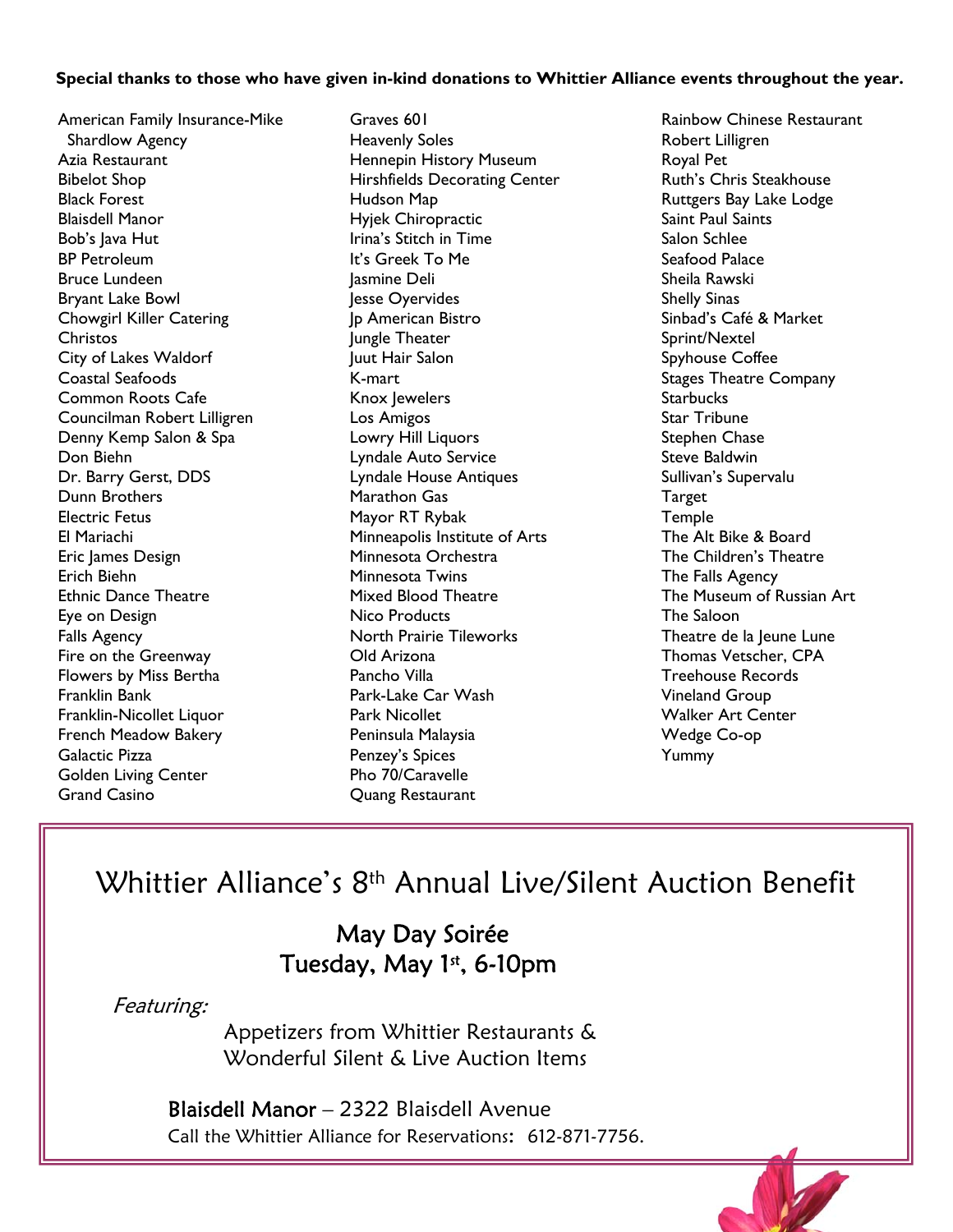**Special thanks to those who have given in-kind donations to Whittier Alliance events throughout the year.**

American Family Insurance-Mike Shardlow Agency
Azia Restaurant
Bibelot Shop
Black Forest
Blaisdell Manor
Bob's Java Hut
BP Petroleum
Bruce Lundeen
Bryant Lake Bowl
Chowgirl Killer Catering
Christos
City of Lakes Waldorf
Coastal Seafoods
Common Roots Cafe
Councilman Robert Lilligren
Denny Kemp Salon & Spa
Don Biehn
Dr. Barry Gerst, DDS
Dunn Brothers
Electric Fetus
El Mariachi
Eric James Design
Erich Biehn
Ethnic Dance Theatre
Eye on Design
Falls Agency
Fire on the Greenway
Flowers by Miss Bertha
Franklin Bank
Franklin-Nicollet Liquor
French Meadow Bakery
Galactic Pizza
Golden Living Center
Grand Casino
Graves 601
Heavenly Soles
Hennepin History Museum
Hirshfields Decorating Center
Hudson Map
Hyjek Chiropractic
Irina's Stitch in Time
It's Greek To Me
Jasmine Deli
Jesse Oyervides
Jp American Bistro
Jungle Theater
Juut Hair Salon
K-mart
Knox Jewelers
Los Amigos
Lowry Hill Liquors
Lyndale Auto Service
Lyndale House Antiques
Marathon Gas
Mayor RT Rybak
Minneapolis Institute of Arts
Minnesota Orchestra
Minnesota Twins
Mixed Blood Theatre
Nico Products
North Prairie Tileworks
Old Arizona
Pancho Villa
Park-Lake Car Wash
Park Nicollet
Peninsula Malaysia
Penzey's Spices
Pho 70/Caravelle
Quang Restaurant
Rainbow Chinese Restaurant
Robert Lilligren
Royal Pet
Ruth's Chris Steakhouse
Ruttgers Bay Lake Lodge
Saint Paul Saints
Salon Schlee
Seafood Palace
Sheila Rawski
Shelly Sinas
Sinbad's Café & Market
Sprint/Nextel
Spyhouse Coffee
Stages Theatre Company
Starbucks
Star Tribune
Stephen Chase
Steve Baldwin
Sullivan's Supervalu
Target
Temple
The Alt Bike & Board
The Children's Theatre
The Falls Agency
The Museum of Russian Art
The Saloon
Theatre de la Jeune Lune
Thomas Vetscher, CPA
Treehouse Records
Vineland Group
Walker Art Center
Wedge Co-op
Yummy

# Whittier Alliance's 8th Annual Live/Silent Auction Benefit

## May Day Soirée
## Tuesday, May 1st, 6-10pm

*Featuring:*

Appetizers from Whittier Restaurants &
Wonderful Silent & Live Auction Items

Blaisdell Manor – 2322 Blaisdell Avenue
Call the Whittier Alliance for Reservations: 612-871-7756.